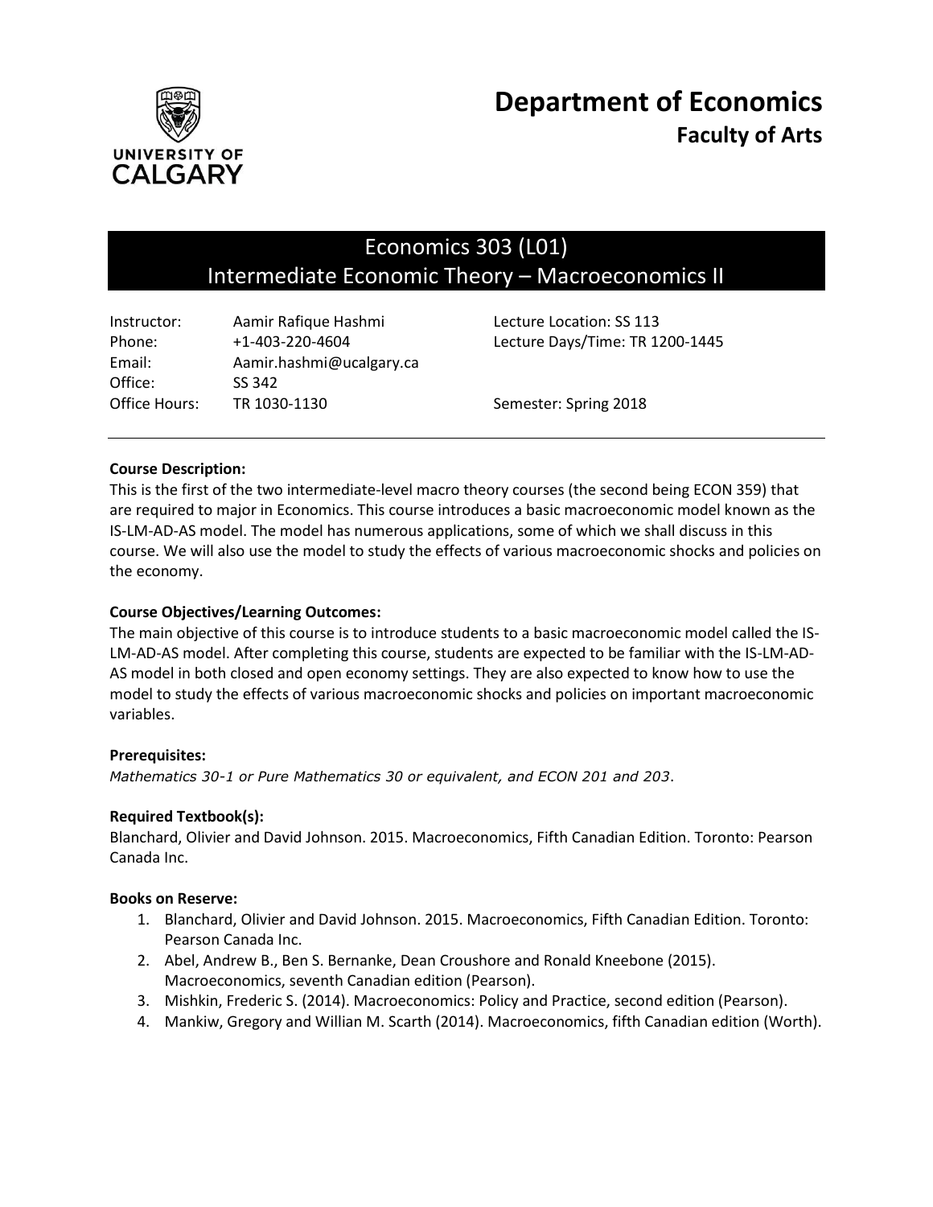# Department of Economics

## Faculty of Arts

## Economics 303 (L01)
## Intermediate Economic Theory – Macroeconomics II

| | | | |
|---|---|---|---|
| Instructor: | Aamir Rafique Hashmi | Lecture Location: SS 113 | |
| Phone: | +1-403-220-4604 | Lecture Days/Time: TR 1200-1445 | |
| Email: | Aamir.hashmi@ucalgary.ca | | |
| Office: | SS 342 | | |
| Office Hours: | TR 1030-1130 | Semester: Spring 2018 | |

**Course Description:**
This is the first of the two intermediate-level macro theory courses (the second being ECON 359) that are required to major in Economics. This course introduces a basic macroeconomic model known as the IS-LM-AD-AS model. The model has numerous applications, some of which we shall discuss in this course. We will also use the model to study the effects of various macroeconomic shocks and policies on the economy.

**Course Objectives/Learning Outcomes:**
The main objective of this course is to introduce students to a basic macroeconomic model called the IS-LM-AD-AS model. After completing this course, students are expected to be familiar with the IS-LM-AD-AS model in both closed and open economy settings. They are also expected to know how to use the model to study the effects of various macroeconomic shocks and policies on important macroeconomic variables.

**Prerequisites:**
*Mathematics 30-1 or Pure Mathematics 30 or equivalent, and ECON 201 and 203*.

**Required Textbook(s):**
Blanchard, Olivier and David Johnson. 2015. Macroeconomics, Fifth Canadian Edition. Toronto: Pearson Canada Inc.

**Books on Reserve:**

1. Blanchard, Olivier and David Johnson. 2015. Macroeconomics, Fifth Canadian Edition. Toronto: Pearson Canada Inc.
2. Abel, Andrew B., Ben S. Bernanke, Dean Croushore and Ronald Kneebone (2015). Macroeconomics, seventh Canadian edition (Pearson).
3. Mishkin, Frederic S. (2014). Macroeconomics: Policy and Practice, second edition (Pearson).
4. Mankiw, Gregory and Willian M. Scarth (2014). Macroeconomics, fifth Canadian edition (Worth).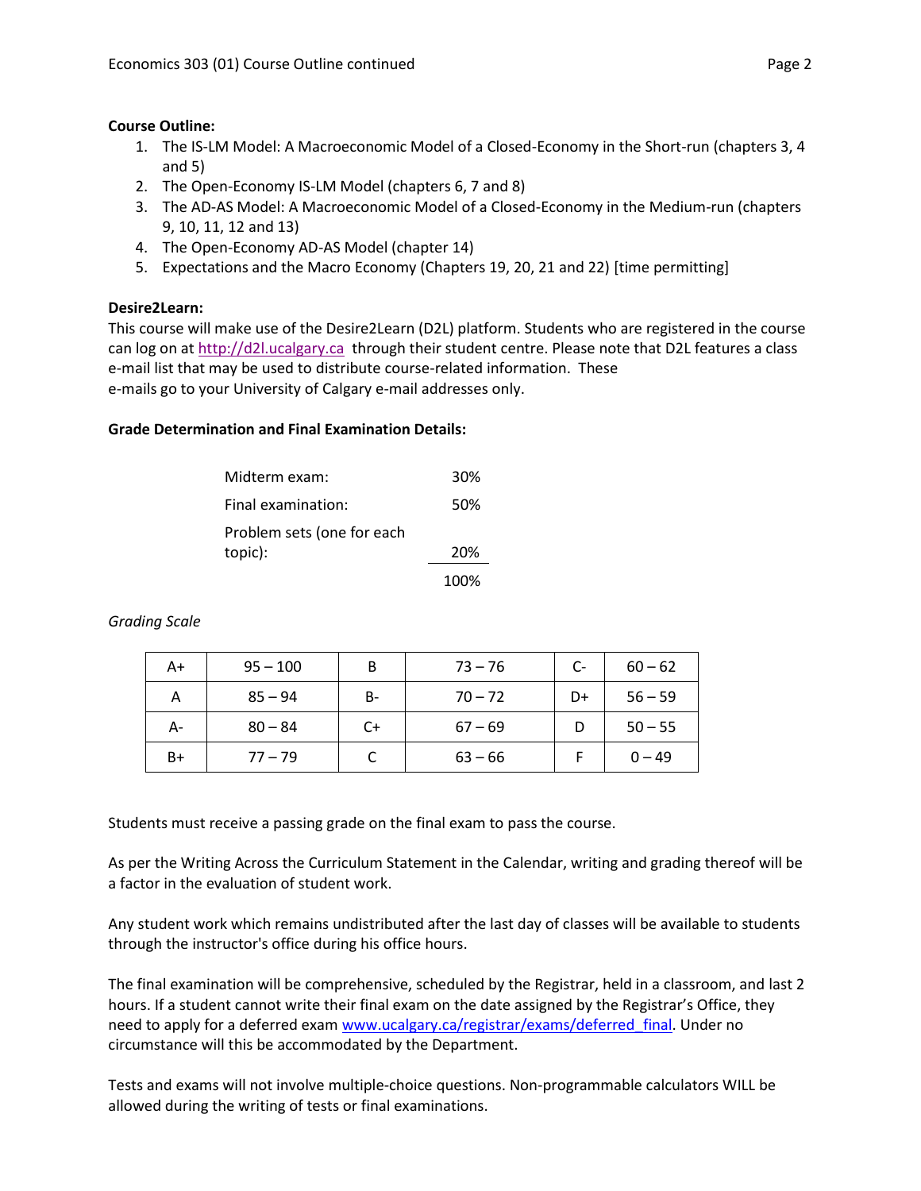**Course Outline:**

1. The IS-LM Model: A Macroeconomic Model of a Closed-Economy in the Short-run (chapters 3, 4 and 5)
2. The Open-Economy IS-LM Model (chapters 6, 7 and 8)
3. The AD-AS Model: A Macroeconomic Model of a Closed-Economy in the Medium-run (chapters 9, 10, 11, 12 and 13)
4. The Open-Economy AD-AS Model (chapter 14)
5. Expectations and the Macro Economy (Chapters 19, 20, 21 and 22) [time permitting]

**Desire2Learn:**

This course will make use of the Desire2Learn (D2L) platform. Students who are registered in the course can log on at http://d2l.ucalgary.ca through their student centre. Please note that D2L features a class e-mail list that may be used to distribute course-related information. These e-mails go to your University of Calgary e-mail addresses only.

**Grade Determination and Final Examination Details:**

| | |
|---|---|
| Midterm exam: | 30% |
| Final examination: | 50% |
| Problem sets (one for each topic): | 20% |
| | 100% |

*Grading Scale*

| | | | | | |
|---|---|---|---|---|---|
| A+ | 95 – 100 | B | 73 – 76 | C- | 60 – 62 |
| A | 85 – 94 | B- | 70 – 72 | D+ | 56 – 59 |
| A- | 80 – 84 | C+ | 67 – 69 | D | 50 – 55 |
| B+ | 77 – 79 | C | 63 – 66 | F | 0 – 49 |

Students must receive a passing grade on the final exam to pass the course.

As per the Writing Across the Curriculum Statement in the Calendar, writing and grading thereof will be a factor in the evaluation of student work.

Any student work which remains undistributed after the last day of classes will be available to students through the instructor's office during his office hours.

The final examination will be comprehensive, scheduled by the Registrar, held in a classroom, and last 2 hours. If a student cannot write their final exam on the date assigned by the Registrar's Office, they need to apply for a deferred exam www.ucalgary.ca/registrar/exams/deferred_final. Under no circumstance will this be accommodated by the Department.

Tests and exams will not involve multiple-choice questions. Non-programmable calculators WILL be allowed during the writing of tests or final examinations.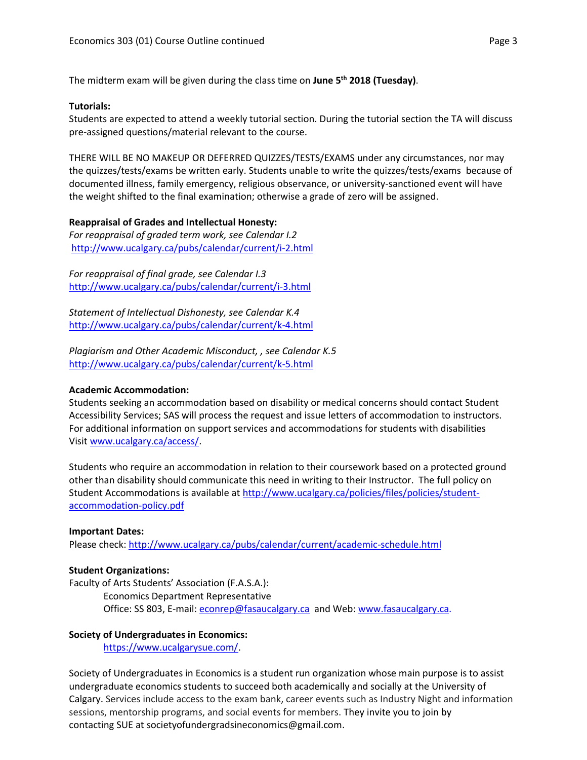The midterm exam will be given during the class time on **June 5th 2018 (Tuesday)**.

**Tutorials:**
Students are expected to attend a weekly tutorial section. During the tutorial section the TA will discuss pre-assigned questions/material relevant to the course.

THERE WILL BE NO MAKEUP OR DEFERRED QUIZZES/TESTS/EXAMS under any circumstances, nor may the quizzes/tests/exams be written early. Students unable to write the quizzes/tests/exams because of documented illness, family emergency, religious observance, or university-sanctioned event will have the weight shifted to the final examination; otherwise a grade of zero will be assigned.

**Reappraisal of Grades and Intellectual Honesty:**
*For reappraisal of graded term work, see Calendar I.2*
http://www.ucalgary.ca/pubs/calendar/current/i-2.html

*For reappraisal of final grade, see Calendar I.3*
http://www.ucalgary.ca/pubs/calendar/current/i-3.html

*Statement of Intellectual Dishonesty, see Calendar K.4*
http://www.ucalgary.ca/pubs/calendar/current/k-4.html

*Plagiarism and Other Academic Misconduct, , see Calendar K.5*
http://www.ucalgary.ca/pubs/calendar/current/k-5.html

**Academic Accommodation:**
Students seeking an accommodation based on disability or medical concerns should contact Student Accessibility Services; SAS will process the request and issue letters of accommodation to instructors. For additional information on support services and accommodations for students with disabilities Visit www.ucalgary.ca/access/.

Students who require an accommodation in relation to their coursework based on a protected ground other than disability should communicate this need in writing to their Instructor. The full policy on Student Accommodations is available at http://www.ucalgary.ca/policies/files/policies/student-accommodation-policy.pdf

**Important Dates:**
Please check: http://www.ucalgary.ca/pubs/calendar/current/academic-schedule.html

**Student Organizations:**
Faculty of Arts Students' Association (F.A.S.A.):
Economics Department Representative
Office: SS 803, E-mail: econrep@fasaucalgary.ca and Web: www.fasaucalgary.ca.

**Society of Undergraduates in Economics:**
https://www.ucalgarysue.com/.

Society of Undergraduates in Economics is a student run organization whose main purpose is to assist undergraduate economics students to succeed both academically and socially at the University of Calgary. Services include access to the exam bank, career events such as Industry Night and information sessions, mentorship programs, and social events for members. They invite you to join by contacting SUE at societyofundergradsineconomics@gmail.com.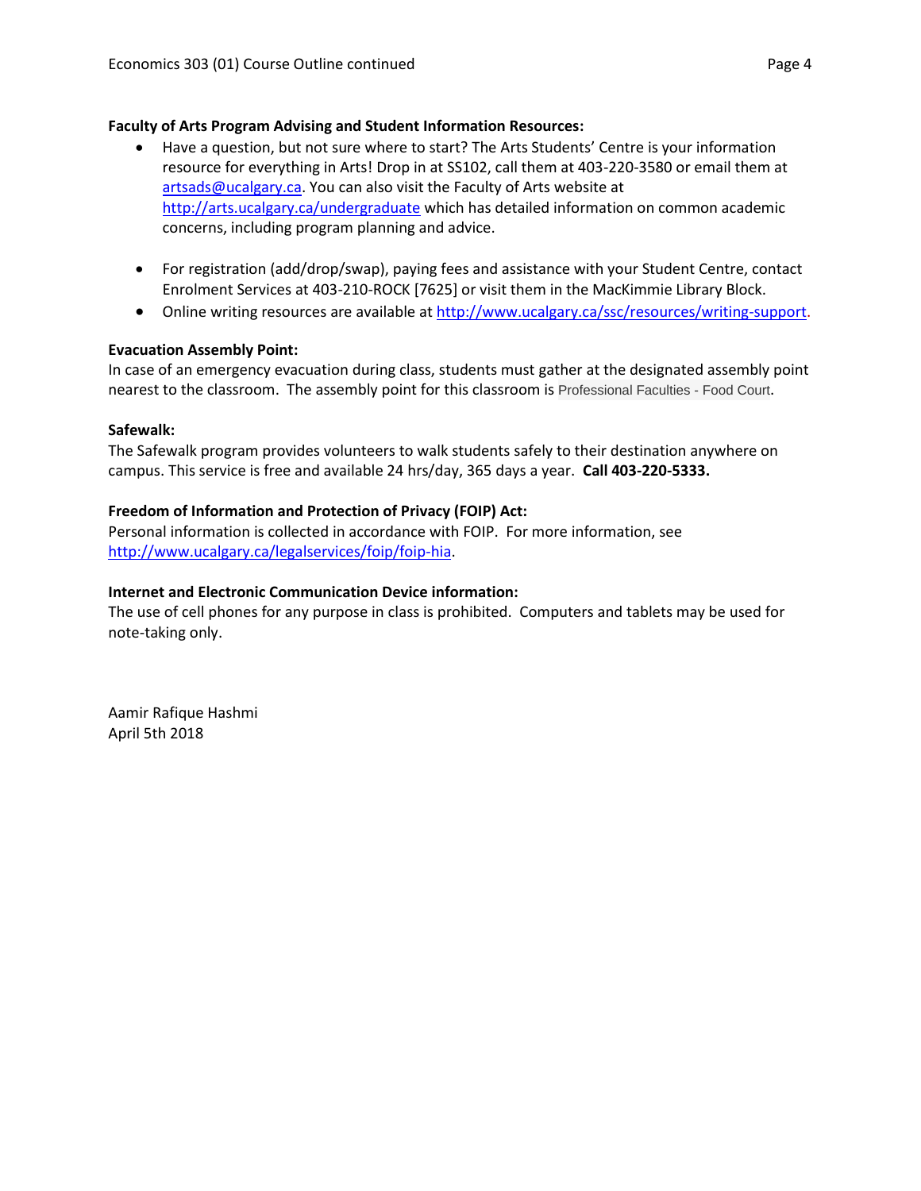**Faculty of Arts Program Advising and Student Information Resources:**

- Have a question, but not sure where to start? The Arts Students' Centre is your information resource for everything in Arts! Drop in at SS102, call them at 403-220-3580 or email them at artsads@ucalgary.ca. You can also visit the Faculty of Arts website at http://arts.ucalgary.ca/undergraduate which has detailed information on common academic concerns, including program planning and advice.

- For registration (add/drop/swap), paying fees and assistance with your Student Centre, contact Enrolment Services at 403-210-ROCK [7625] or visit them in the MacKimmie Library Block.
- Online writing resources are available at http://www.ucalgary.ca/ssc/resources/writing-support.

**Evacuation Assembly Point:**

In case of an emergency evacuation during class, students must gather at the designated assembly point nearest to the classroom. The assembly point for this classroom is Professional Faculties - Food Court.

**Safewalk:**

The Safewalk program provides volunteers to walk students safely to their destination anywhere on campus. This service is free and available 24 hrs/day, 365 days a year. **Call 403-220-5333.**

**Freedom of Information and Protection of Privacy (FOIP) Act:**

Personal information is collected in accordance with FOIP. For more information, see http://www.ucalgary.ca/legalservices/foip/foip-hia.

**Internet and Electronic Communication Device information:**

The use of cell phones for any purpose in class is prohibited. Computers and tablets may be used for note-taking only.

Aamir Rafique Hashmi
April 5th 2018